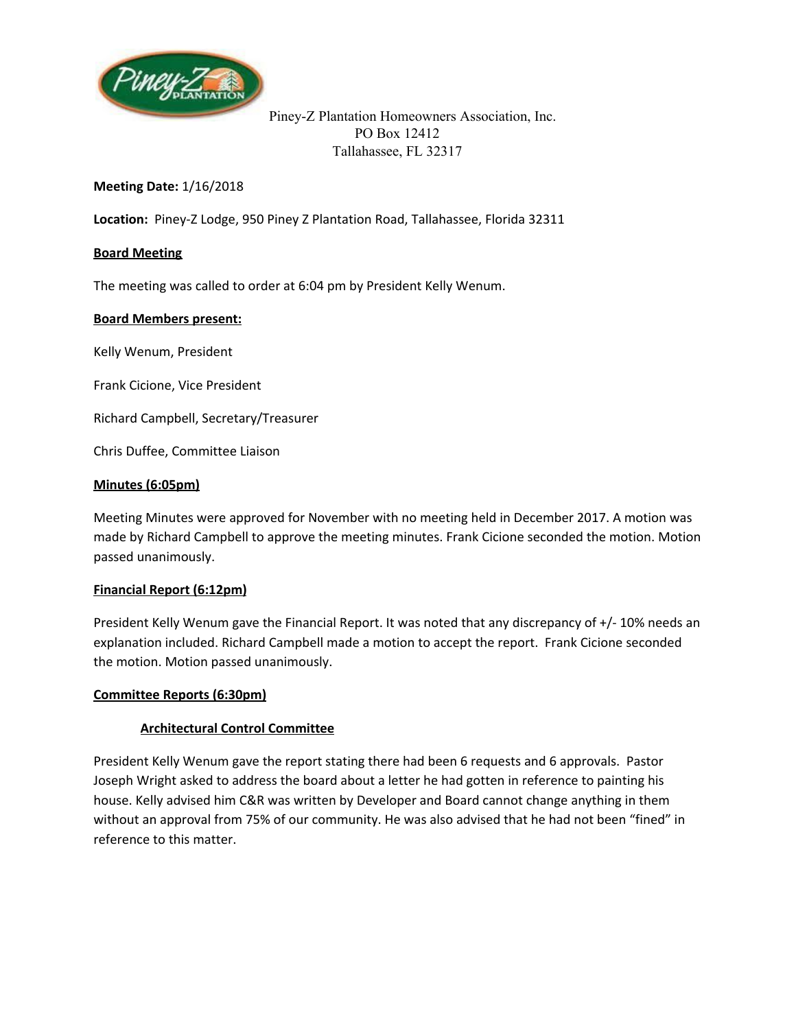Piney-Z Plantation Homeowners Association, Inc.
PO Box 12412
Tallahassee, FL 32317

**Meeting Date:** 1/16/2018

**Location:** Piney-Z Lodge, 950 Piney Z Plantation Road, Tallahassee, Florida 32311

## Board Meeting

The meeting was called to order at 6:04 pm by President Kelly Wenum.

### Board Members present:

Kelly Wenum, President

Frank Cicione, Vice President

Richard Campbell, Secretary/Treasurer

Chris Duffee, Committee Liaison

### Minutes (6:05pm)

Meeting Minutes were approved for November with no meeting held in December 2017. A motion was made by Richard Campbell to approve the meeting minutes. Frank Cicione seconded the motion. Motion passed unanimously.

### Financial Report (6:12pm)

President Kelly Wenum gave the Financial Report. It was noted that any discrepancy of +/- 10% needs an explanation included. Richard Campbell made a motion to accept the report. Frank Cicione seconded the motion. Motion passed unanimously.

### Committee Reports (6:30pm)

#### Architectural Control Committee

President Kelly Wenum gave the report stating there had been 6 requests and 6 approvals. Pastor Joseph Wright asked to address the board about a letter he had gotten in reference to painting his house. Kelly advised him C&R was written by Developer and Board cannot change anything in them without an approval from 75% of our community. He was also advised that he had not been "fined" in reference to this matter.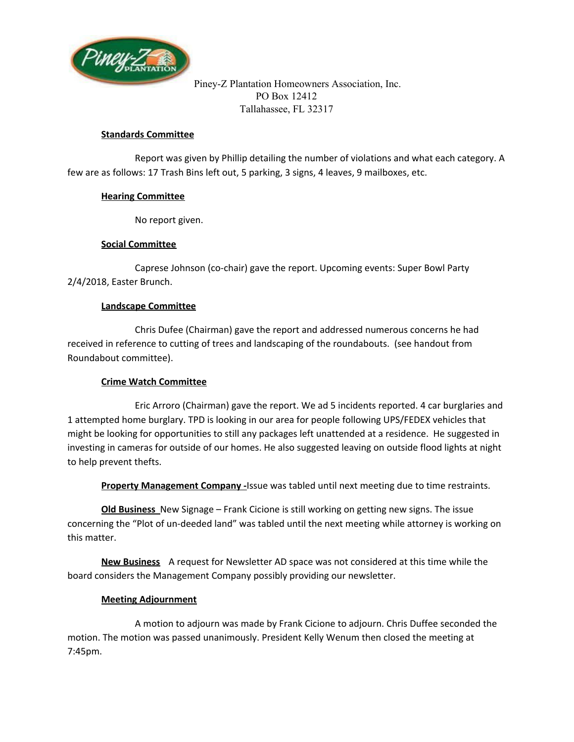Piney-Z Plantation Homeowners Association, Inc.
PO Box 12412
Tallahassee, FL 32317

**Standards Committee**

Report was given by Phillip detailing the number of violations and what each category. A few are as follows: 17 Trash Bins left out, 5 parking, 3 signs, 4 leaves, 9 mailboxes, etc.

**Hearing Committee**

No report given.

**Social Committee**

Caprese Johnson (co-chair) gave the report. Upcoming events: Super Bowl Party 2/4/2018, Easter Brunch.

**Landscape Committee**

Chris Dufee (Chairman) gave the report and addressed numerous concerns he had received in reference to cutting of trees and landscaping of the roundabouts. (see handout from Roundabout committee).

**Crime Watch Committee**

Eric Arroro (Chairman) gave the report. We ad 5 incidents reported. 4 car burglaries and 1 attempted home burglary. TPD is looking in our area for people following UPS/FEDEX vehicles that might be looking for opportunities to still any packages left unattended at a residence. He suggested in investing in cameras for outside of our homes. He also suggested leaving on outside flood lights at night to help prevent thefts.

**Property Management Company -**Issue was tabled until next meeting due to time restraints.

**Old Business** New Signage – Frank Cicione is still working on getting new signs. The issue concerning the "Plot of un-deeded land" was tabled until the next meeting while attorney is working on this matter.

**New Business** A request for Newsletter AD space was not considered at this time while the board considers the Management Company possibly providing our newsletter.

**Meeting Adjournment**

A motion to adjourn was made by Frank Cicione to adjourn. Chris Duffee seconded the motion. The motion was passed unanimously. President Kelly Wenum then closed the meeting at 7:45pm.